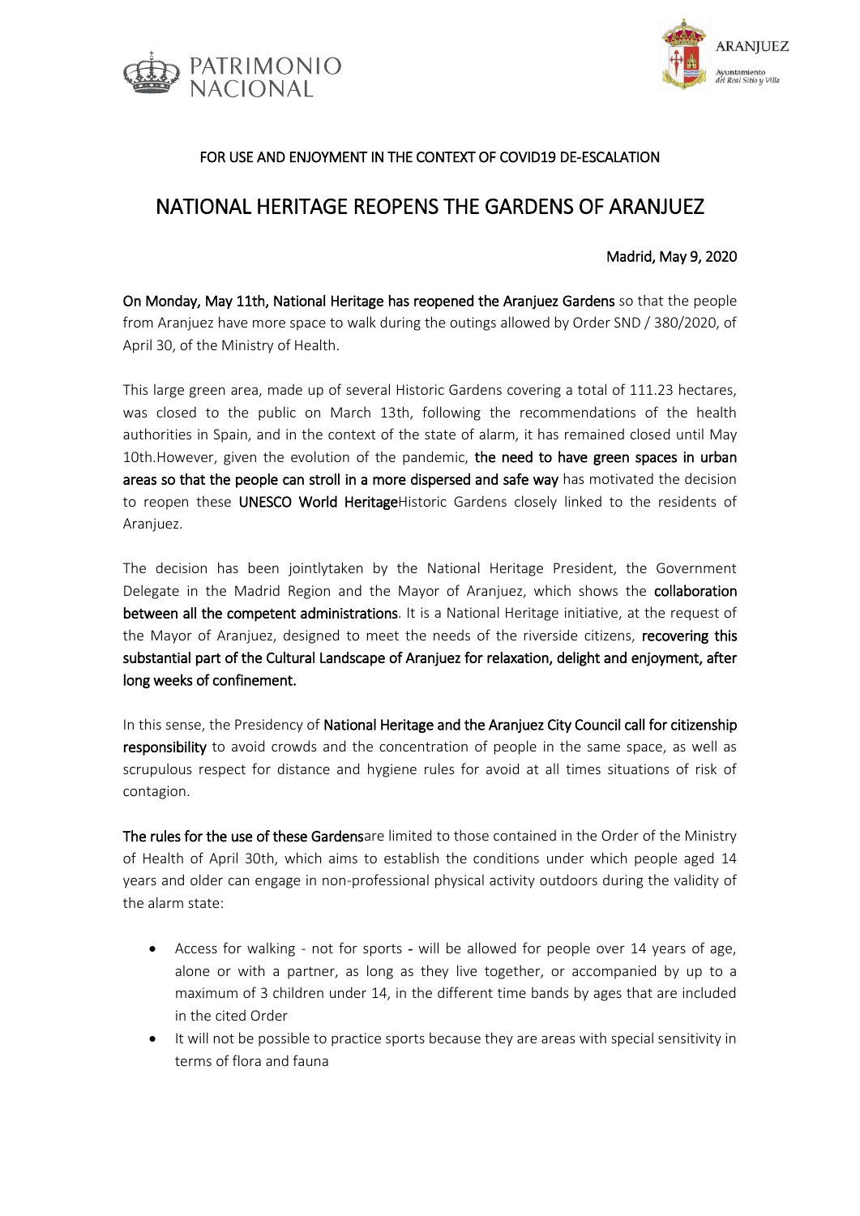FOR USE AND ENJOYMENT IN THE CONTEXT OF COVID19 DE-ESCALATION

# NATIONAL HERITAGE REOPENS THE GARDENS OF ARANJUEZ

Madrid, May 9, 2020

**On Monday, May 11th, National Heritage has reopened the Aranjuez Gardens** so that the people from Aranjuez have more space to walk during the outings allowed by Order SND / 380/2020, of April 30, of the Ministry of Health.

This large green area, made up of several Historic Gardens covering a total of 111.23 hectares, was closed to the public on March 13th, following the recommendations of the health authorities in Spain, and in the context of the state of alarm, it has remained closed until May 10th.However, given the evolution of the pandemic, **the need to have green spaces in urban areas so that the people can stroll in a more dispersed and safe way** has motivated the decision to reopen these **UNESCO World Heritage**Historic Gardens closely linked to the residents of Aranjuez.

The decision has been jointlytaken by the National Heritage President, the Government Delegate in the Madrid Region and the Mayor of Aranjuez, which shows the **collaboration between all the competent administrations**. It is a National Heritage initiative, at the request of the Mayor of Aranjuez, designed to meet the needs of the riverside citizens, **recovering this substantial part of the Cultural Landscape of Aranjuez for relaxation, delight and enjoyment, after long weeks of confinement.**

In this sense, the Presidency of **National Heritage and the Aranjuez City Council call for citizenship responsibility** to avoid crowds and the concentration of people in the same space, as well as scrupulous respect for distance and hygiene rules for avoid at all times situations of risk of contagion.

**The rules for the use of these Gardens**are limited to those contained in the Order of the Ministry of Health of April 30th, which aims to establish the conditions under which people aged 14 years and older can engage in non-professional physical activity outdoors during the validity of the alarm state:

- Access for walking - not for sports - will be allowed for people over 14 years of age, alone or with a partner, as long as they live together, or accompanied by up to a maximum of 3 children under 14, in the different time bands by ages that are included in the cited Order
- It will not be possible to practice sports because they are areas with special sensitivity in terms of flora and fauna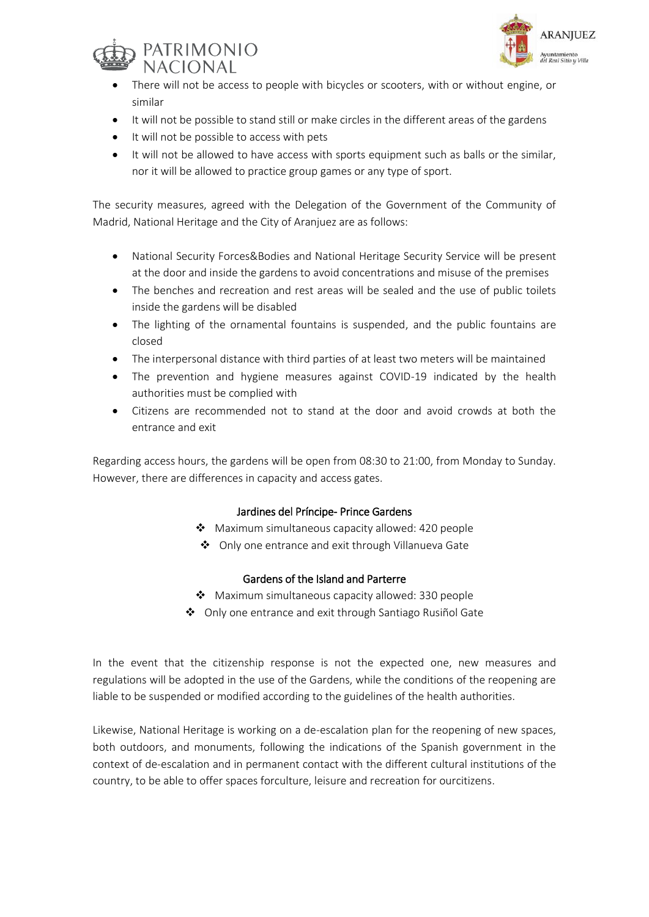- There will not be access to people with bicycles or scooters, with or without engine, or similar
- It will not be possible to stand still or make circles in the different areas of the gardens
- It will not be possible to access with pets
- It will not be allowed to have access with sports equipment such as balls or the similar, nor it will be allowed to practice group games or any type of sport.

The security measures, agreed with the Delegation of the Government of the Community of Madrid, National Heritage and the City of Aranjuez are as follows:

- National Security Forces&Bodies and National Heritage Security Service will be present at the door and inside the gardens to avoid concentrations and misuse of the premises
- The benches and recreation and rest areas will be sealed and the use of public toilets inside the gardens will be disabled
- The lighting of the ornamental fountains is suspended, and the public fountains are closed
- The interpersonal distance with third parties of at least two meters will be maintained
- The prevention and hygiene measures against COVID-19 indicated by the health authorities must be complied with
- Citizens are recommended not to stand at the door and avoid crowds at both the entrance and exit

Regarding access hours, the gardens will be open from 08:30 to 21:00, from Monday to Sunday. However, there are differences in capacity and access gates.

### Jardines del Príncipe- Prince Gardens

- ❖ Maximum simultaneous capacity allowed: 420 people
- ❖ Only one entrance and exit through Villanueva Gate

### Gardens of the Island and Parterre

- ❖ Maximum simultaneous capacity allowed: 330 people
- ❖ Only one entrance and exit through Santiago Rusiñol Gate

In the event that the citizenship response is not the expected one, new measures and regulations will be adopted in the use of the Gardens, while the conditions of the reopening are liable to be suspended or modified according to the guidelines of the health authorities.

Likewise, National Heritage is working on a de-escalation plan for the reopening of new spaces, both outdoors, and monuments, following the indications of the Spanish government in the context of de-escalation and in permanent contact with the different cultural institutions of the country, to be able to offer spaces forculture, leisure and recreation for ourcitizens.